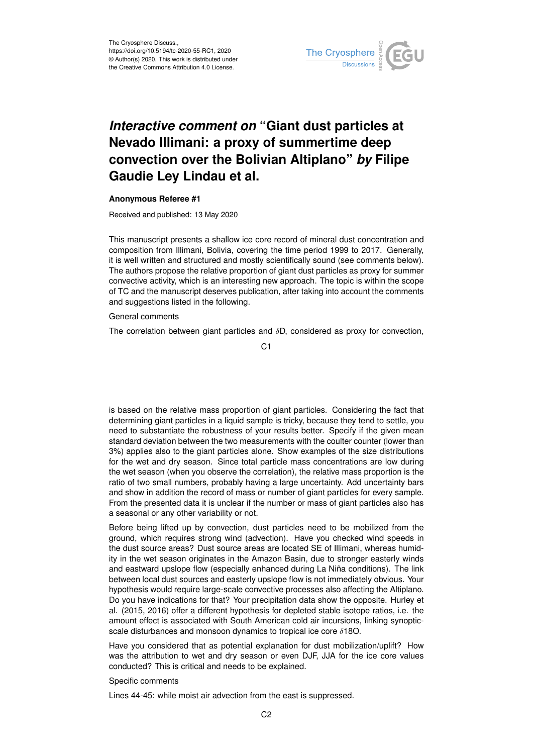# *Interactive comment on* "Giant dust particles at Nevado Illimani: a proxy of summertime deep convection over the Bolivian Altiplano" *by* Filipe Gaudie Ley Lindau et al.

**Anonymous Referee #1**

Received and published: 13 May 2020

This manuscript presents a shallow ice core record of mineral dust concentration and composition from Illimani, Bolivia, covering the time period 1999 to 2017. Generally, it is well written and structured and mostly scientifically sound (see comments below). The authors propose the relative proportion of giant dust particles as proxy for summer convective activity, which is an interesting new approach. The topic is within the scope of TC and the manuscript deserves publication, after taking into account the comments and suggestions listed in the following.

General comments

The correlation between giant particles and $\delta$D, considered as proxy for convection, is based on the relative mass proportion of giant particles. Considering the fact that determining giant particles in a liquid sample is tricky, because they tend to settle, you need to substantiate the robustness of your results better. Specify if the given mean standard deviation between the two measurements with the coulter counter (lower than 3%) applies also to the giant particles alone. Show examples of the size distributions for the wet and dry season. Since total particle mass concentrations are low during the wet season (when you observe the correlation), the relative mass proportion is the ratio of two small numbers, probably having a large uncertainty. Add uncertainty bars and show in addition the record of mass or number of giant particles for every sample. From the presented data it is unclear if the number or mass of giant particles also has a seasonal or any other variability or not.

Before being lifted up by convection, dust particles need to be mobilized from the ground, which requires strong wind (advection). Have you checked wind speeds in the dust source areas? Dust source areas are located SE of Illimani, whereas humidity in the wet season originates in the Amazon Basin, due to stronger easterly winds and eastward upslope flow (especially enhanced during La Niña conditions). The link between local dust sources and easterly upslope flow is not immediately obvious. Your hypothesis would require large-scale convective processes also affecting the Altiplano. Do you have indications for that? Your precipitation data show the opposite. Hurley et al. (2015, 2016) offer a different hypothesis for depleted stable isotope ratios, i.e. the amount effect is associated with South American cold air incursions, linking synoptic-scale disturbances and monsoon dynamics to tropical ice core $\delta$18O.

Have you considered that as potential explanation for dust mobilization/uplift? How was the attribution to wet and dry season or even DJF, JJA for the ice core values conducted? This is critical and needs to be explained.

Specific comments

Lines 44-45: while moist air advection from the east is suppressed.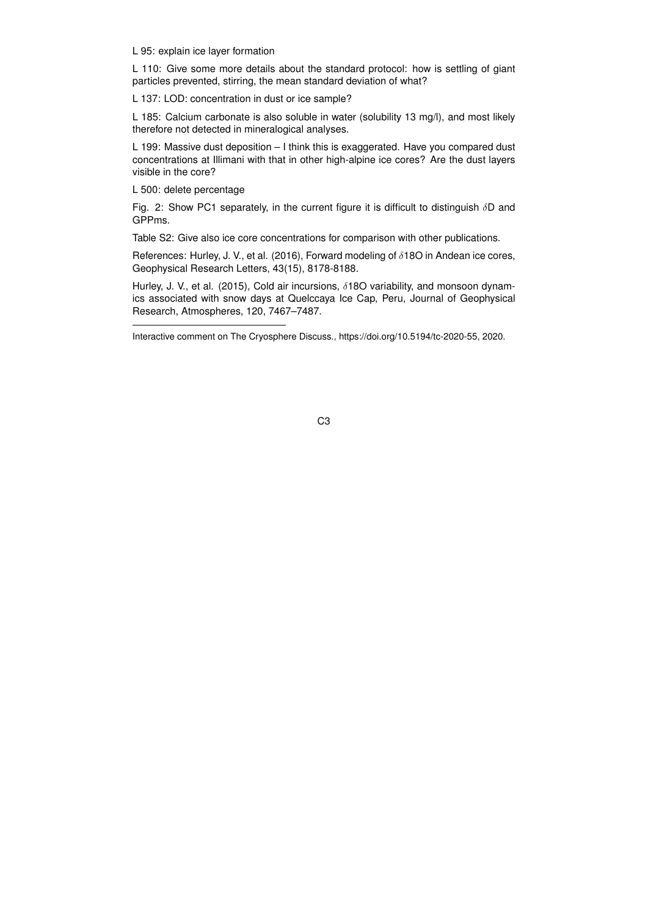L 95: explain ice layer formation

L 110: Give some more details about the standard protocol: how is settling of giant particles prevented, stirring, the mean standard deviation of what?

L 137: LOD: concentration in dust or ice sample?

L 185: Calcium carbonate is also soluble in water (solubility 13 mg/l), and most likely therefore not detected in mineralogical analyses.

L 199: Massive dust deposition – I think this is exaggerated. Have you compared dust concentrations at Illimani with that in other high-alpine ice cores? Are the dust layers visible in the core?

L 500: delete percentage

Fig. 2: Show PC1 separately, in the current figure it is difficult to distinguish $\delta$D and GPPms.

Table S2: Give also ice core concentrations for comparison with other publications.

References: Hurley, J. V., et al. (2016), Forward modeling of $\delta$18O in Andean ice cores, Geophysical Research Letters, 43(15), 8178-8188.

Hurley, J. V., et al. (2015), Cold air incursions, $\delta$18O variability, and monsoon dynamics associated with snow days at Quelccaya Ice Cap, Peru, Journal of Geophysical Research, Atmospheres, 120, 7467–7487.

---

Interactive comment on The Cryosphere Discuss., https://doi.org/10.5194/tc-2020-55, 2020.